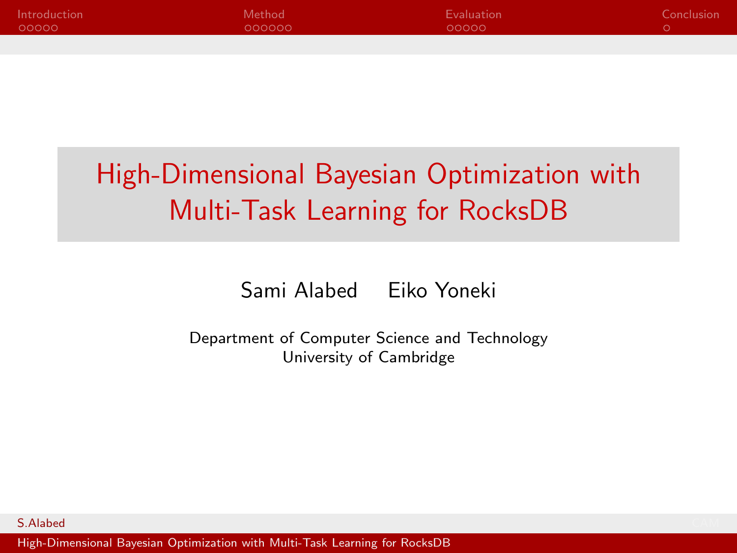# High-Dimensional Bayesian Optimization with Multi-Task Learning for RocksDB

Sami Alabed Eiko Yoneki

Department of Computer Science and Technology
University of Cambridge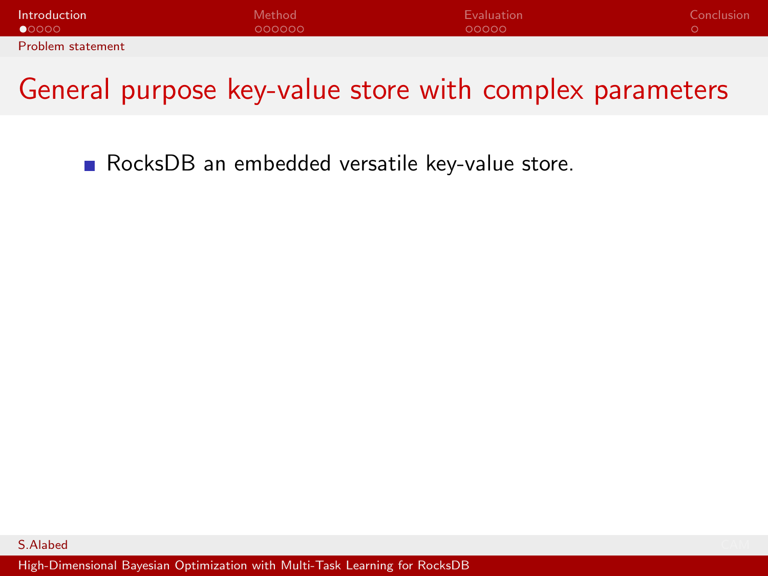## General purpose key-value store with complex parameters

- RocksDB an embedded versatile key-value store.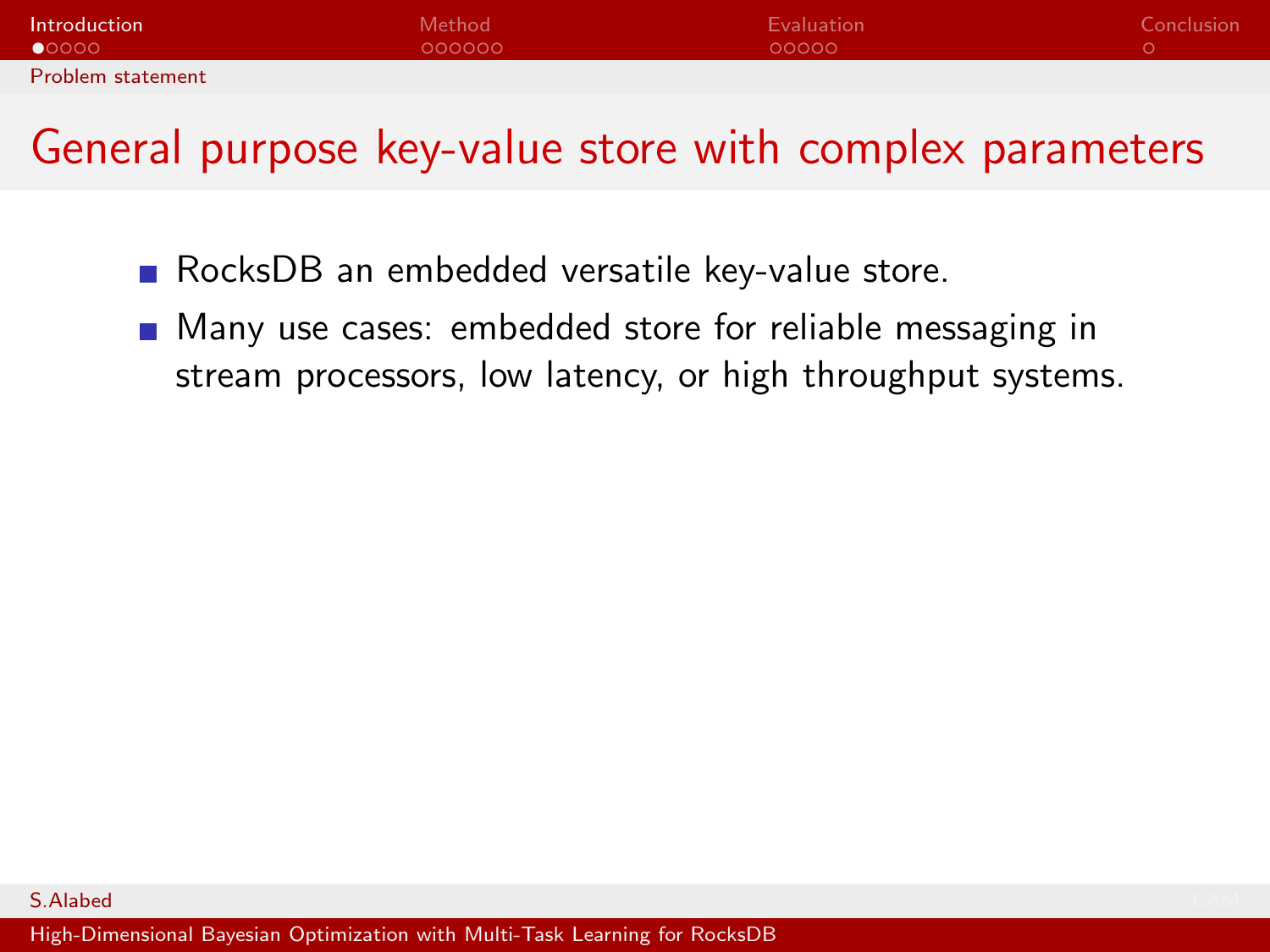## General purpose key-value store with complex parameters

- RocksDB an embedded versatile key-value store.
- Many use cases: embedded store for reliable messaging in stream processors, low latency, or high throughput systems.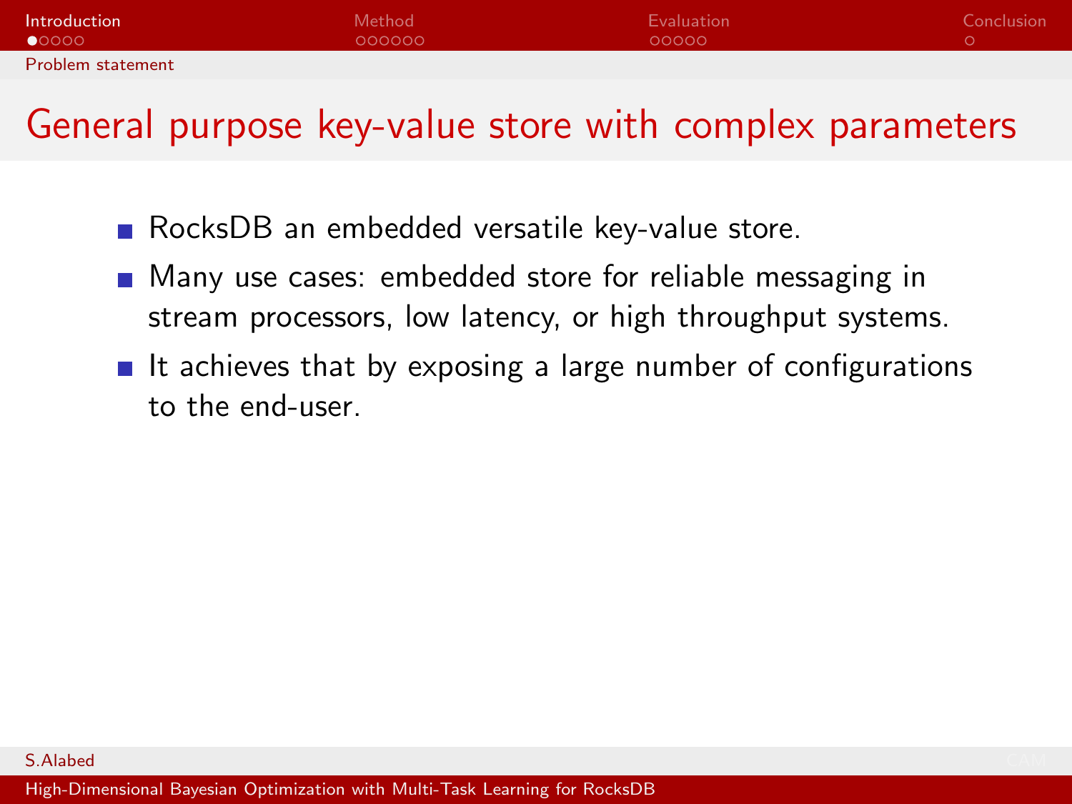## General purpose key-value store with complex parameters

- RocksDB an embedded versatile key-value store.
- Many use cases: embedded store for reliable messaging in stream processors, low latency, or high throughput systems.
- It achieves that by exposing a large number of configurations to the end-user.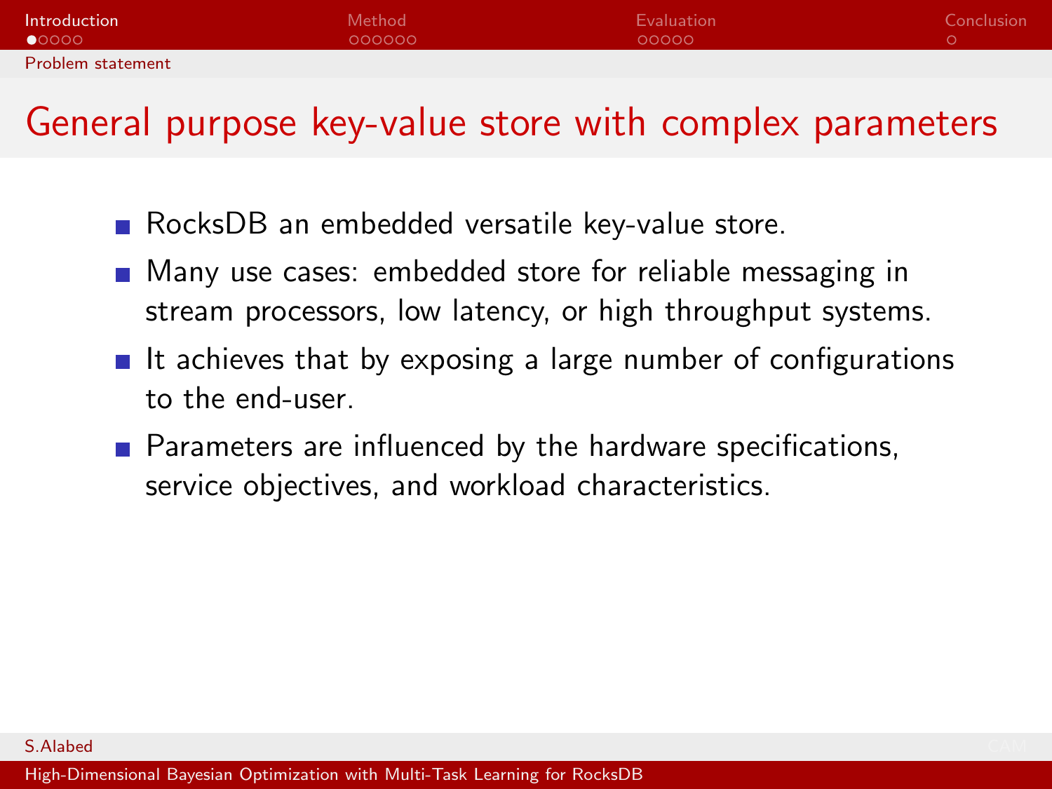# General purpose key-value store with complex parameters

- RocksDB an embedded versatile key-value store.
- Many use cases: embedded store for reliable messaging in stream processors, low latency, or high throughput systems.
- It achieves that by exposing a large number of configurations to the end-user.
- Parameters are influenced by the hardware specifications, service objectives, and workload characteristics.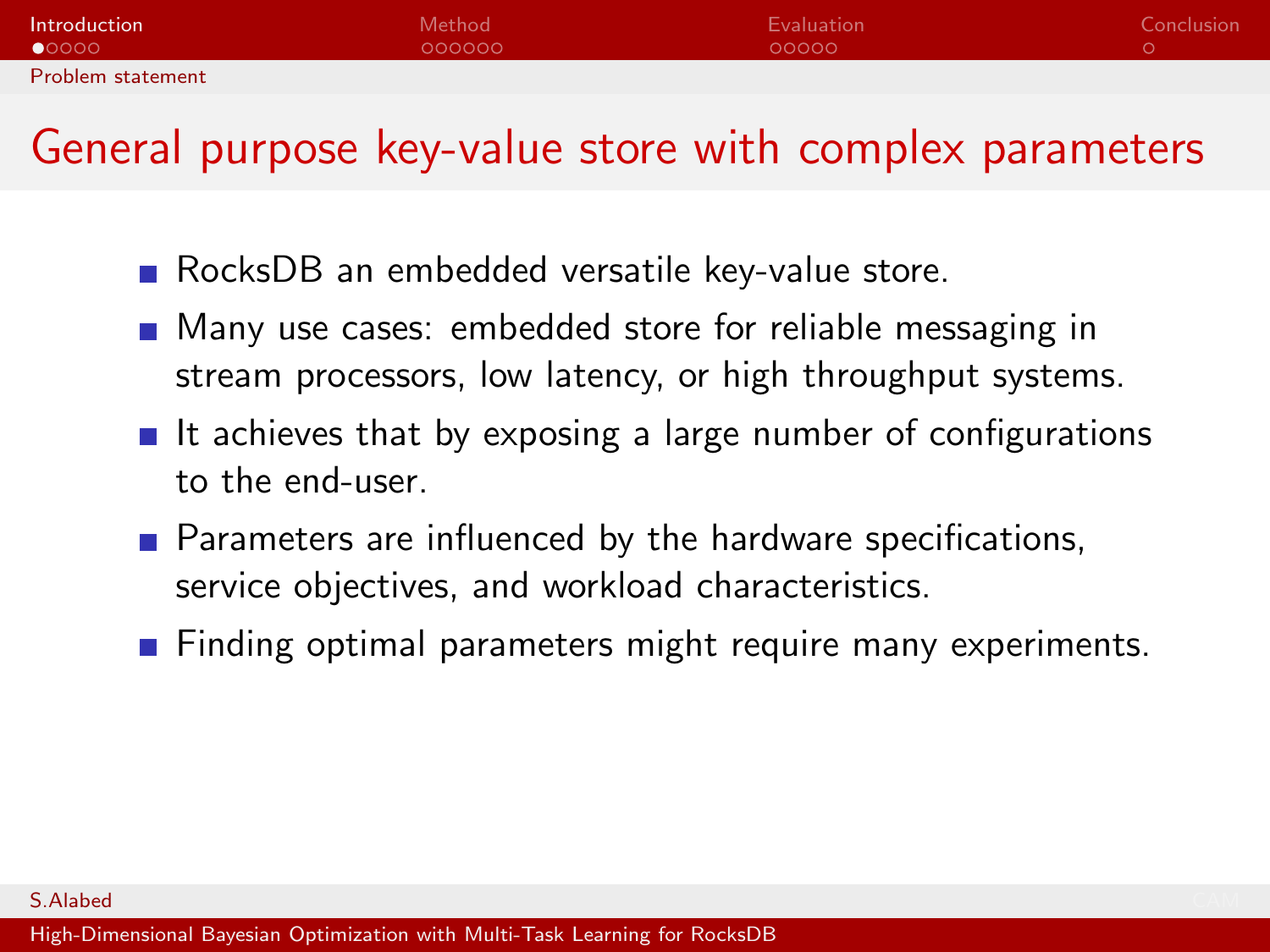# General purpose key-value store with complex parameters

- RocksDB an embedded versatile key-value store.
- Many use cases: embedded store for reliable messaging in stream processors, low latency, or high throughput systems.
- It achieves that by exposing a large number of configurations to the end-user.
- Parameters are influenced by the hardware specifications, service objectives, and workload characteristics.
- Finding optimal parameters might require many experiments.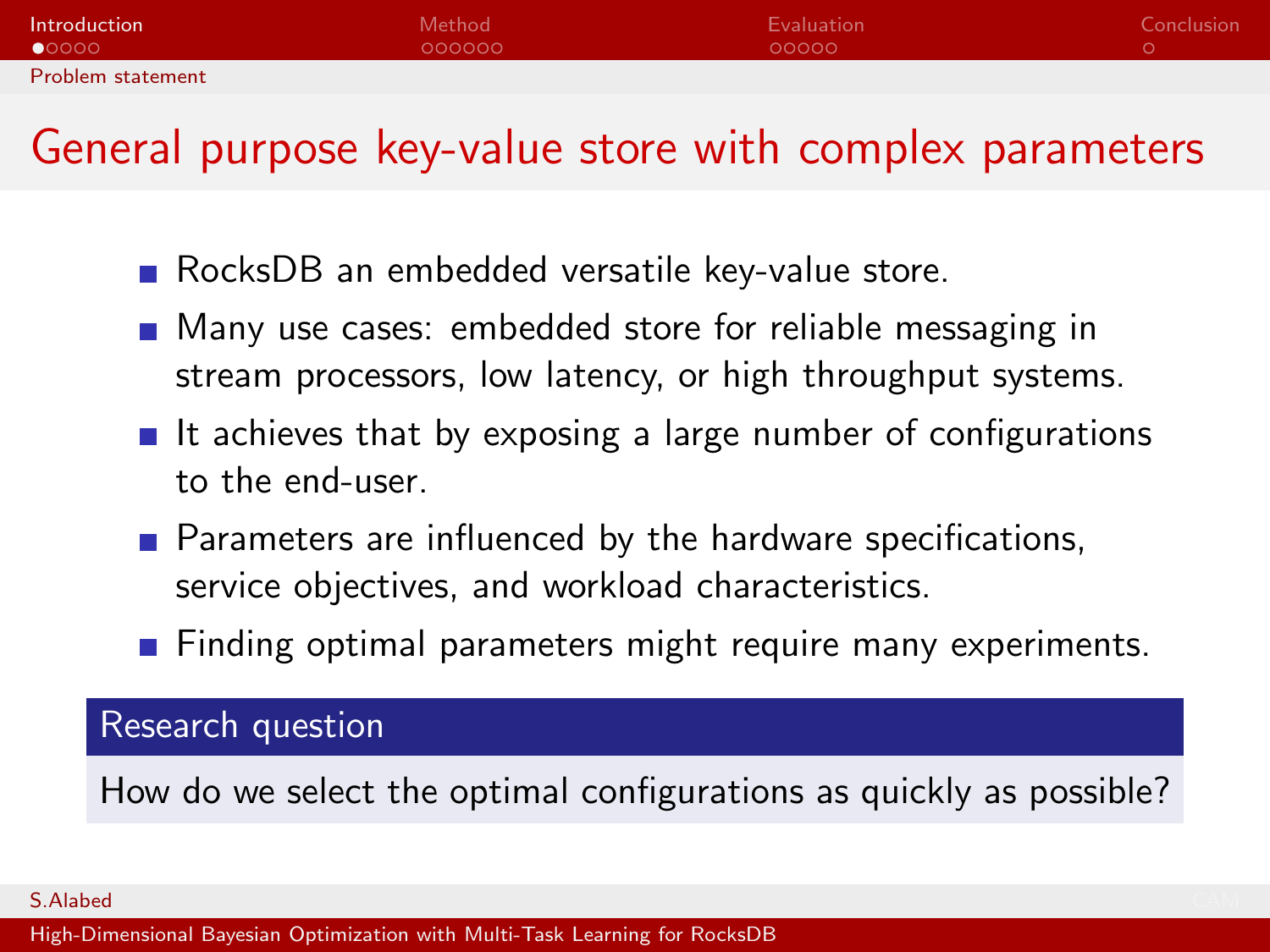# General purpose key-value store with complex parameters

- RocksDB an embedded versatile key-value store.
- Many use cases: embedded store for reliable messaging in stream processors, low latency, or high throughput systems.
- It achieves that by exposing a large number of configurations to the end-user.
- Parameters are influenced by the hardware specifications, service objectives, and workload characteristics.
- Finding optimal parameters might require many experiments.

**Research question**

How do we select the optimal configurations as quickly as possible?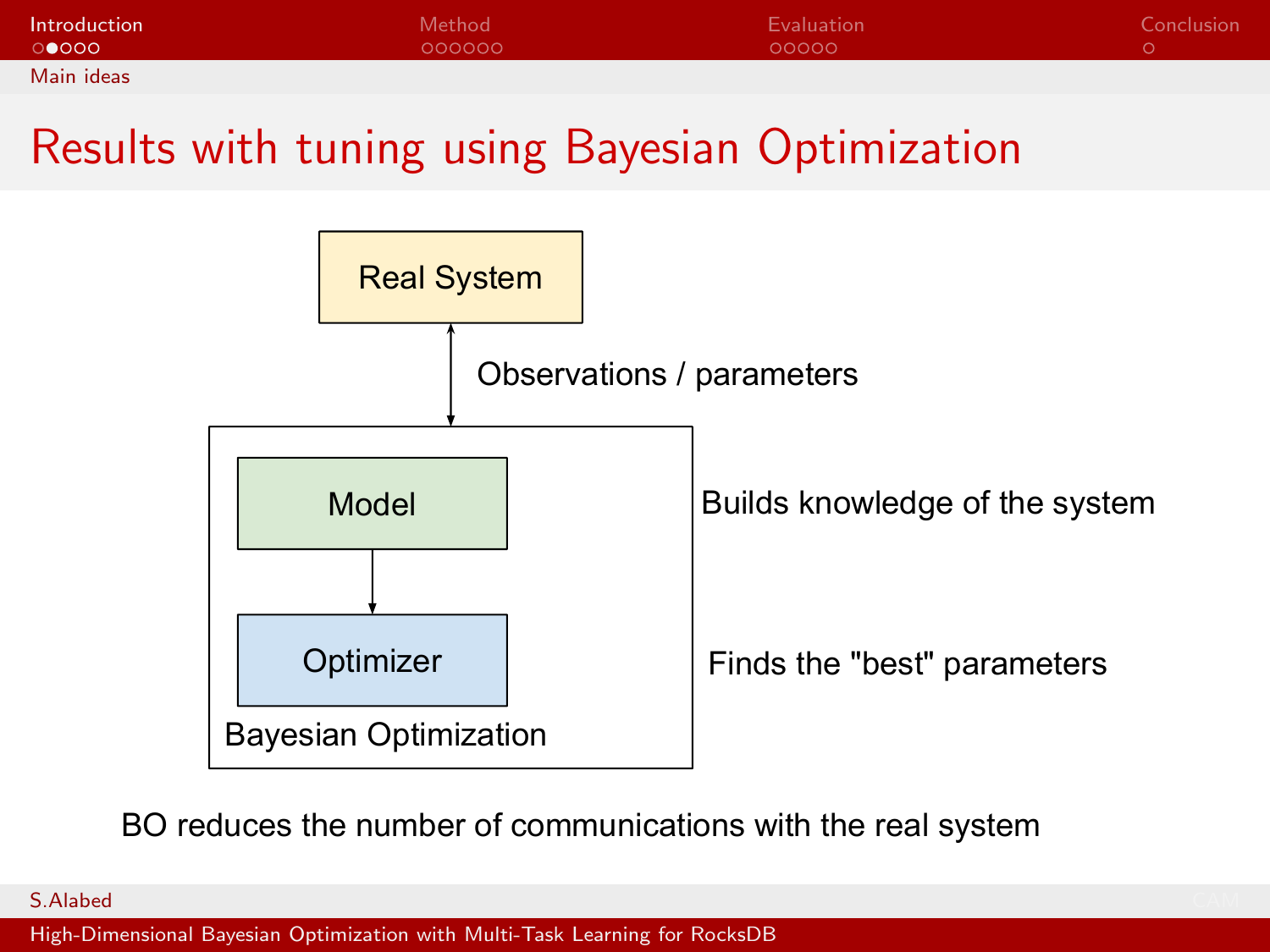# Results with tuning using Bayesian Optimization

Real System

Observations / parameters

Model — Builds knowledge of the system

Optimizer — Finds the "best" parameters

Bayesian Optimization

BO reduces the number of communications with the real system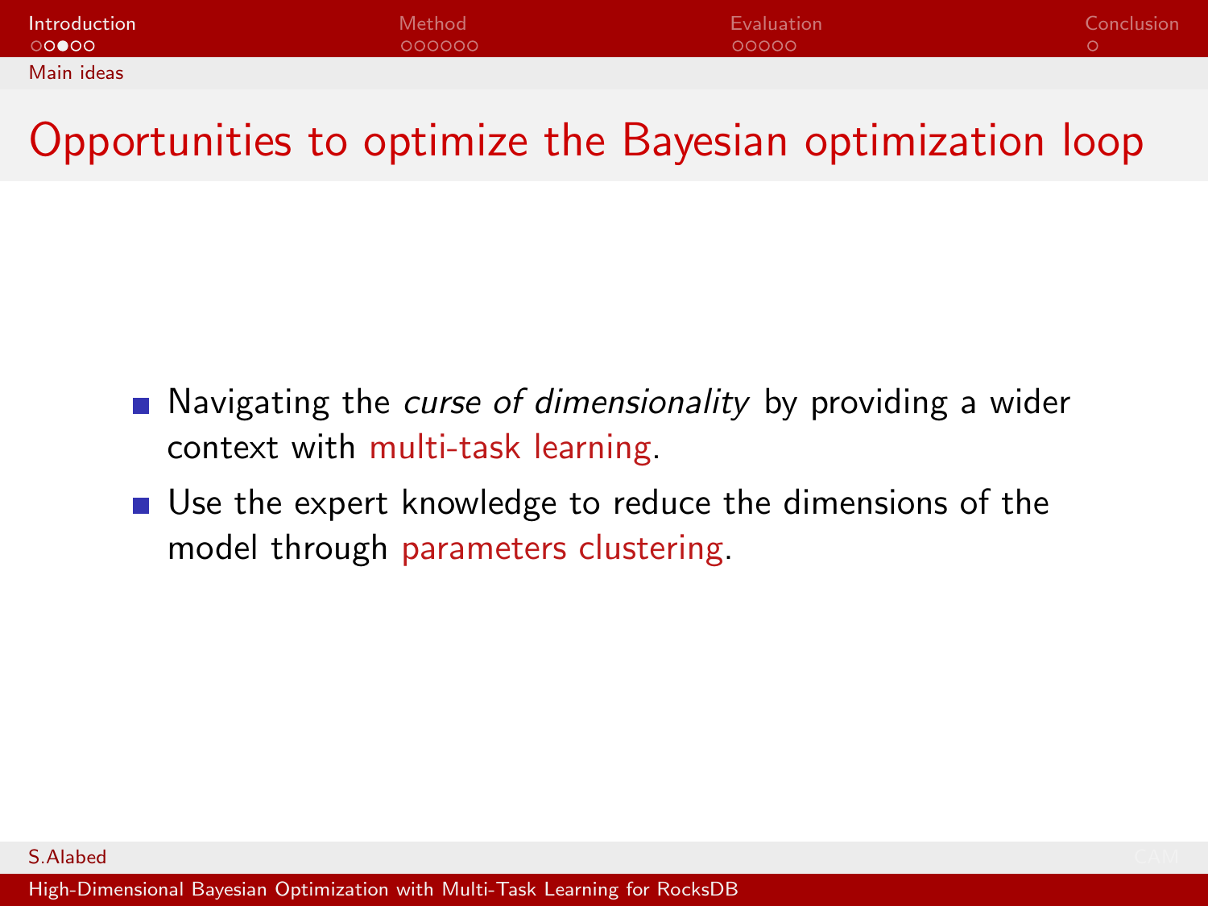# Opportunities to optimize the Bayesian optimization loop

- Navigating the *curse of dimensionality* by providing a wider context with multi-task learning.
- Use the expert knowledge to reduce the dimensions of the model through parameters clustering.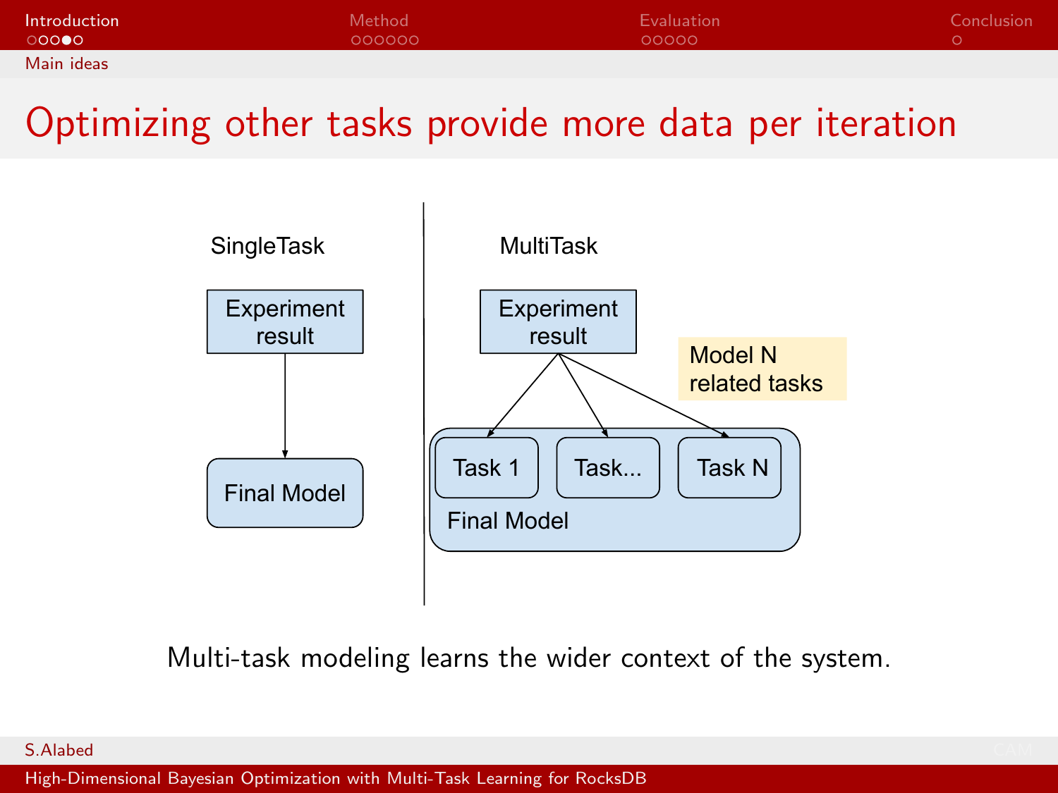## Optimizing other tasks provide more data per iteration

SingleTask

Experiment result

Final Model

MultiTask

Experiment result

Model N related tasks

Task 1

Task...

Task N

Final Model

Multi-task modeling learns the wider context of the system.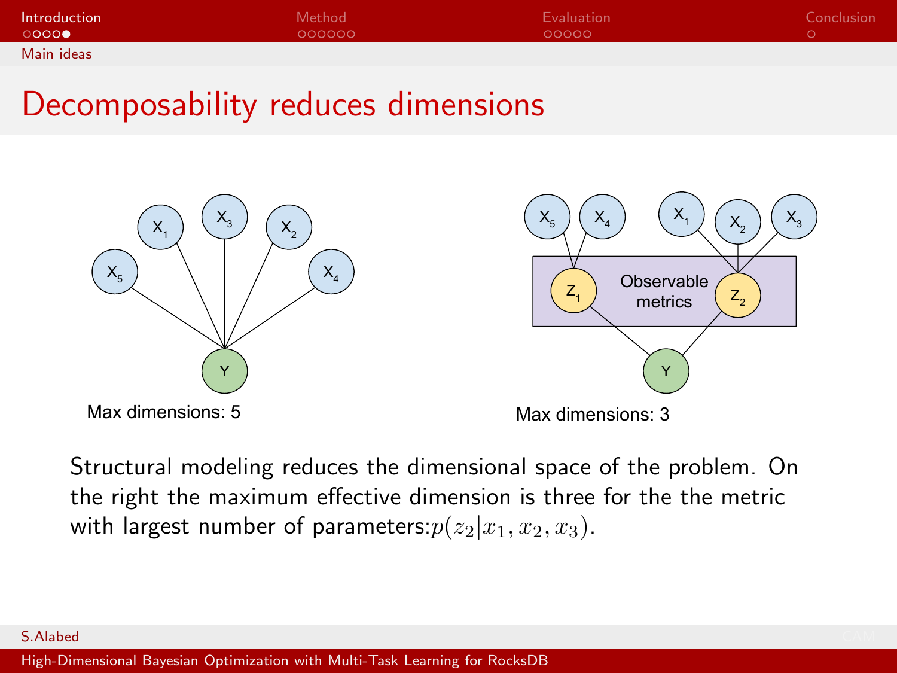# Decomposability reduces dimensions

Max dimensions: 5

Max dimensions: 3

Structural modeling reduces the dimensional space of the problem. On the right the maximum effective dimension is three for the the metric with largest number of parameters: $p(z_2|x_1, x_2, x_3)$.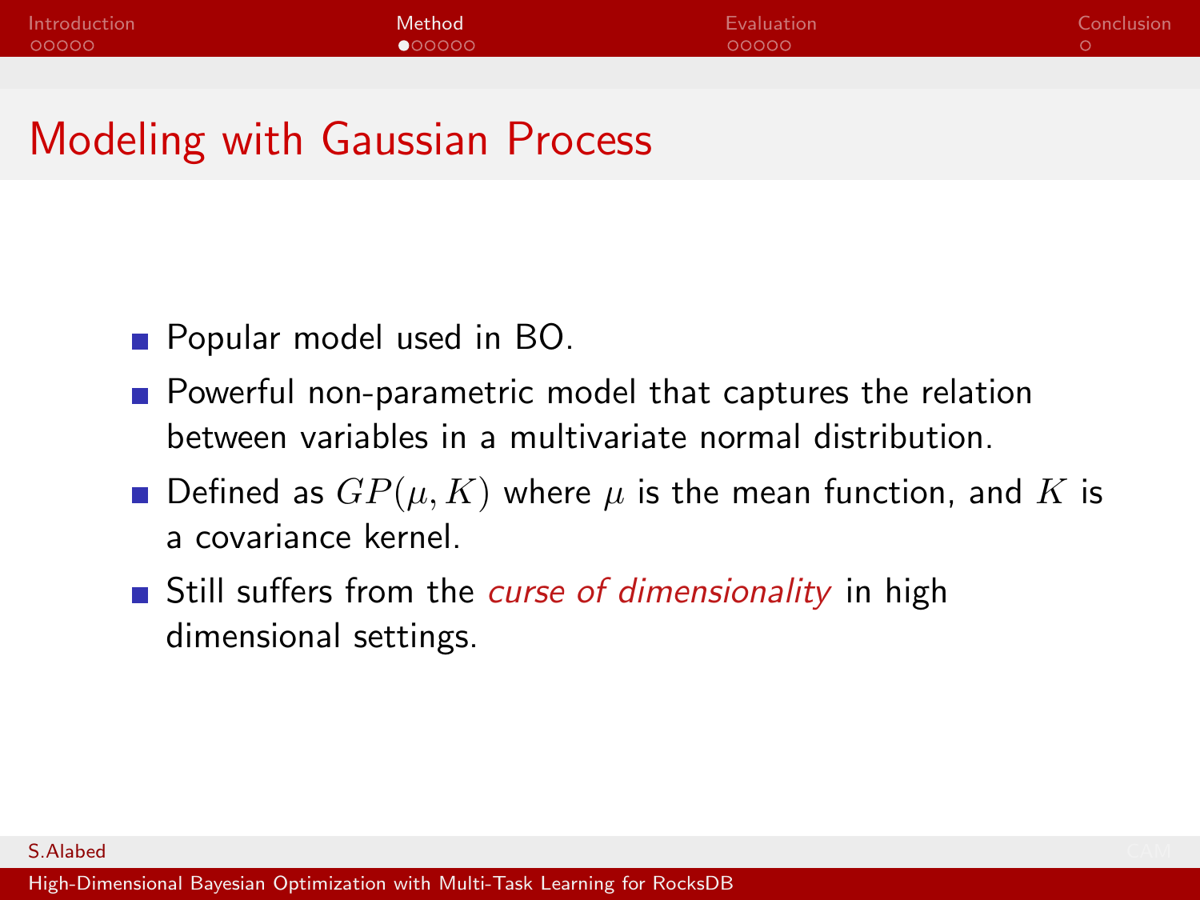# Modeling with Gaussian Process

- Popular model used in BO.
- Powerful non-parametric model that captures the relation between variables in a multivariate normal distribution.
- Defined as $GP(\mu, K)$ where $\mu$ is the mean function, and $K$ is a covariance kernel.
- Still suffers from the *curse of dimensionality* in high dimensional settings.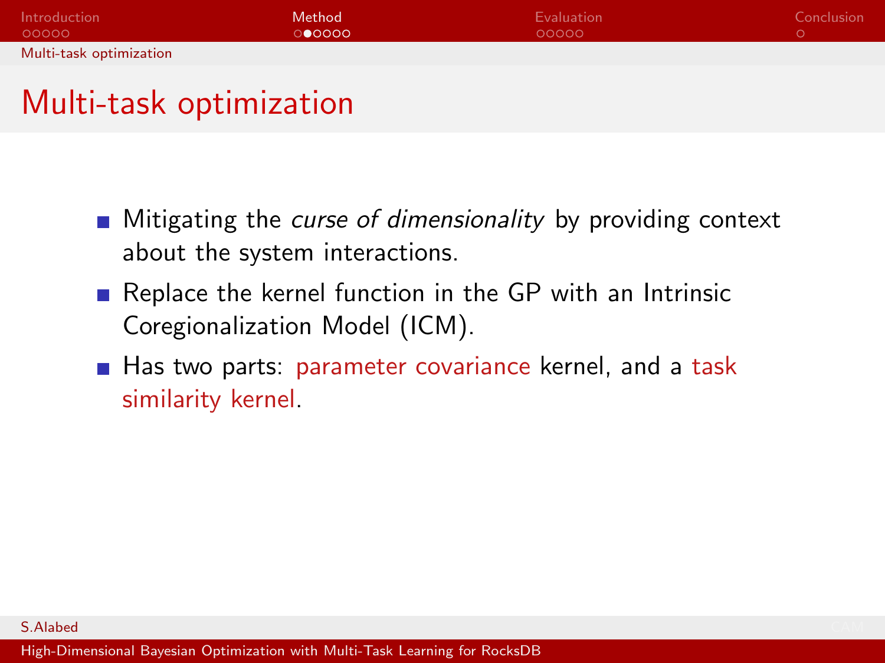# Multi-task optimization

- Mitigating the *curse of dimensionality* by providing context about the system interactions.
- Replace the kernel function in the GP with an Intrinsic Coregionalization Model (ICM).
- Has two parts: parameter covariance kernel, and a task similarity kernel.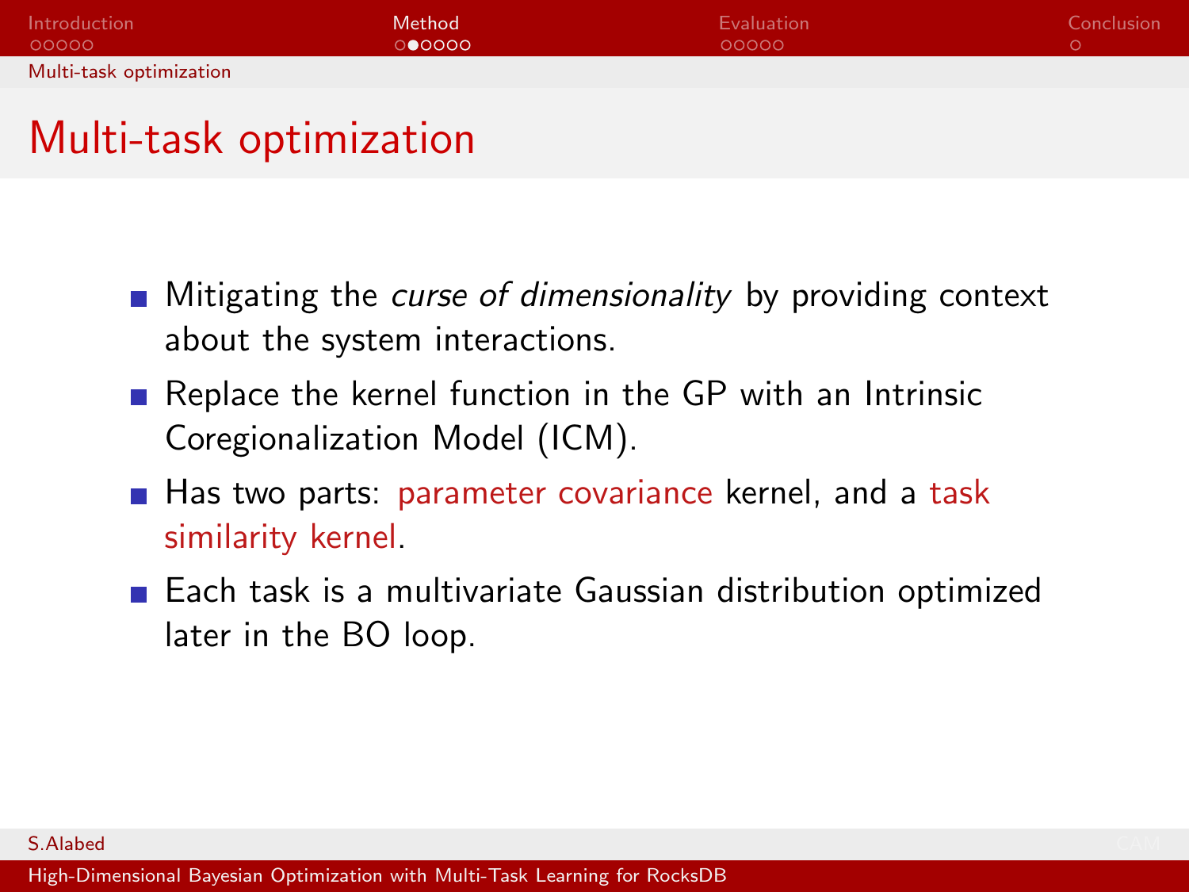# Multi-task optimization

- Mitigating the *curse of dimensionality* by providing context about the system interactions.
- Replace the kernel function in the GP with an Intrinsic Coregionalization Model (ICM).
- Has two parts: parameter covariance kernel, and a task similarity kernel.
- Each task is a multivariate Gaussian distribution optimized later in the BO loop.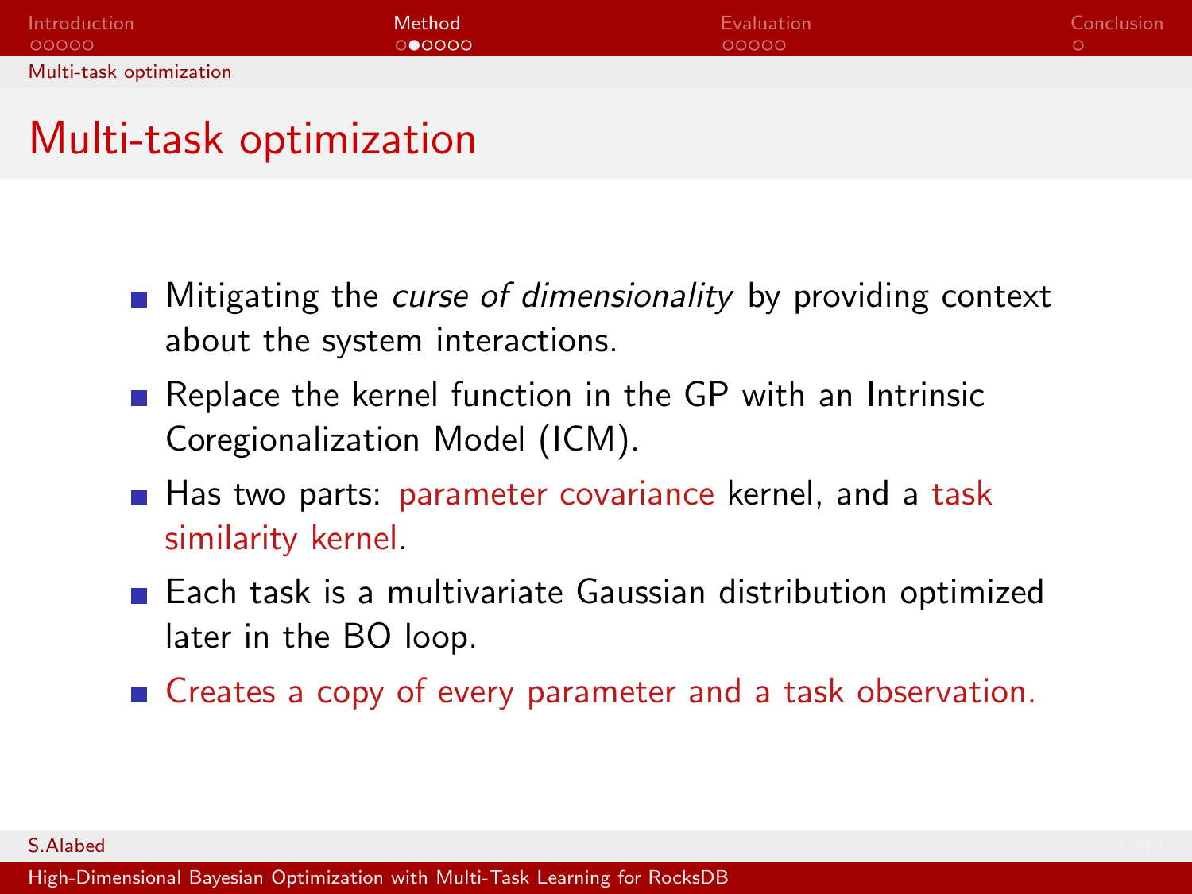# Multi-task optimization

- Mitigating the *curse of dimensionality* by providing context about the system interactions.
- Replace the kernel function in the GP with an Intrinsic Coregionalization Model (ICM).
- Has two parts: parameter covariance kernel, and a task similarity kernel.
- Each task is a multivariate Gaussian distribution optimized later in the BO loop.
- Creates a copy of every parameter and a task observation.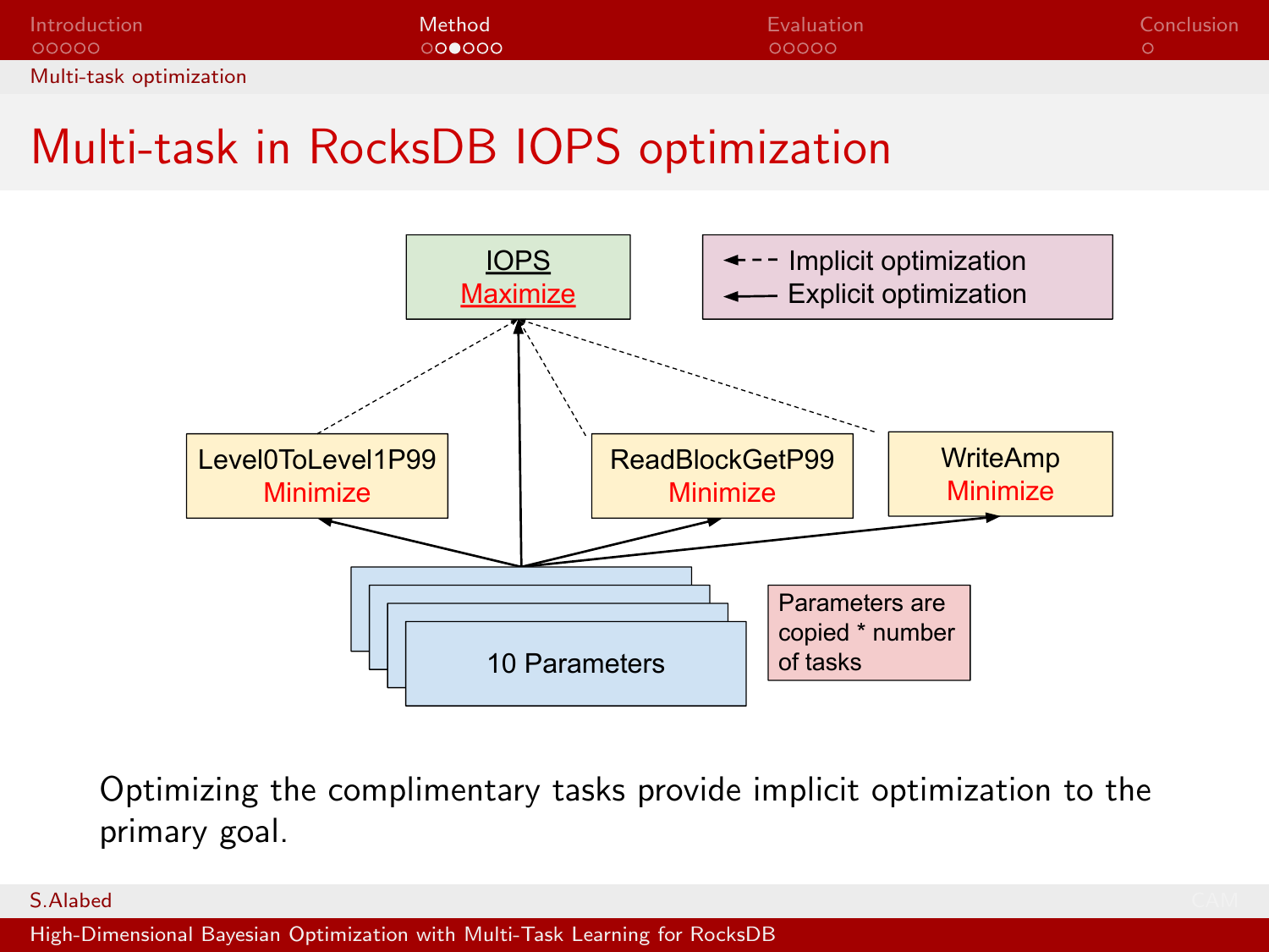# Multi-task in RocksDB IOPS optimization

IOPS
Maximize

Implicit optimization
Explicit optimization

Level0ToLevel1P99
Minimize

ReadBlockGetP99
Minimize

WriteAmp
Minimize

10 Parameters

Parameters are copied * number of tasks

Optimizing the complimentary tasks provide implicit optimization to the primary goal.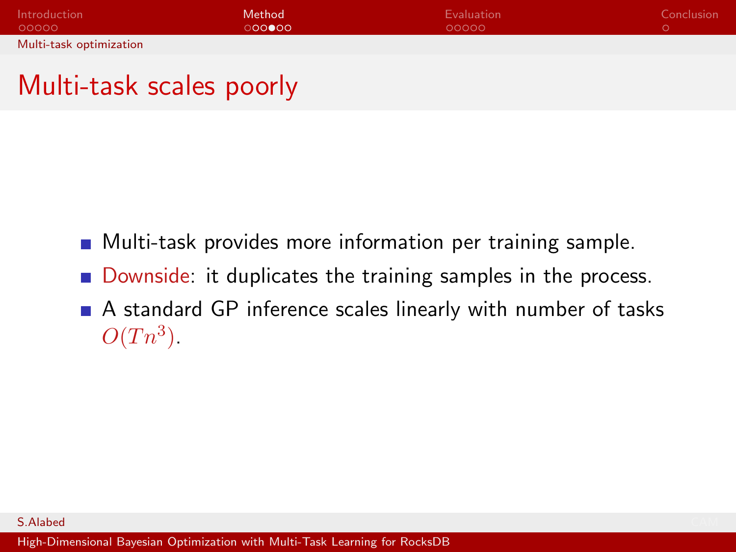# Multi-task scales poorly

- Multi-task provides more information per training sample.
- Downside: it duplicates the training samples in the process.
- A standard GP inference scales linearly with number of tasks $O(Tn^3)$.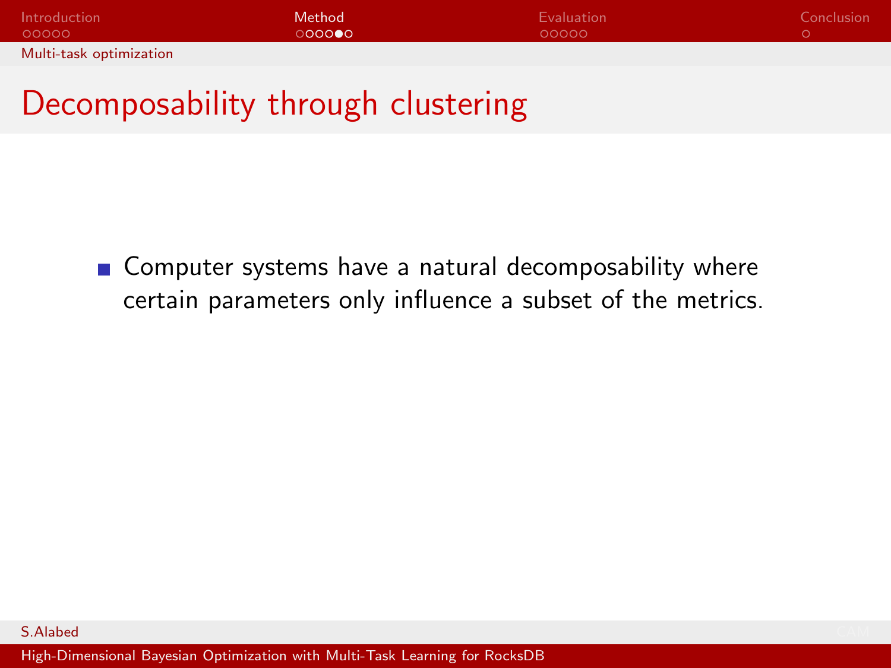# Decomposability through clustering

- Computer systems have a natural decomposability where certain parameters only influence a subset of the metrics.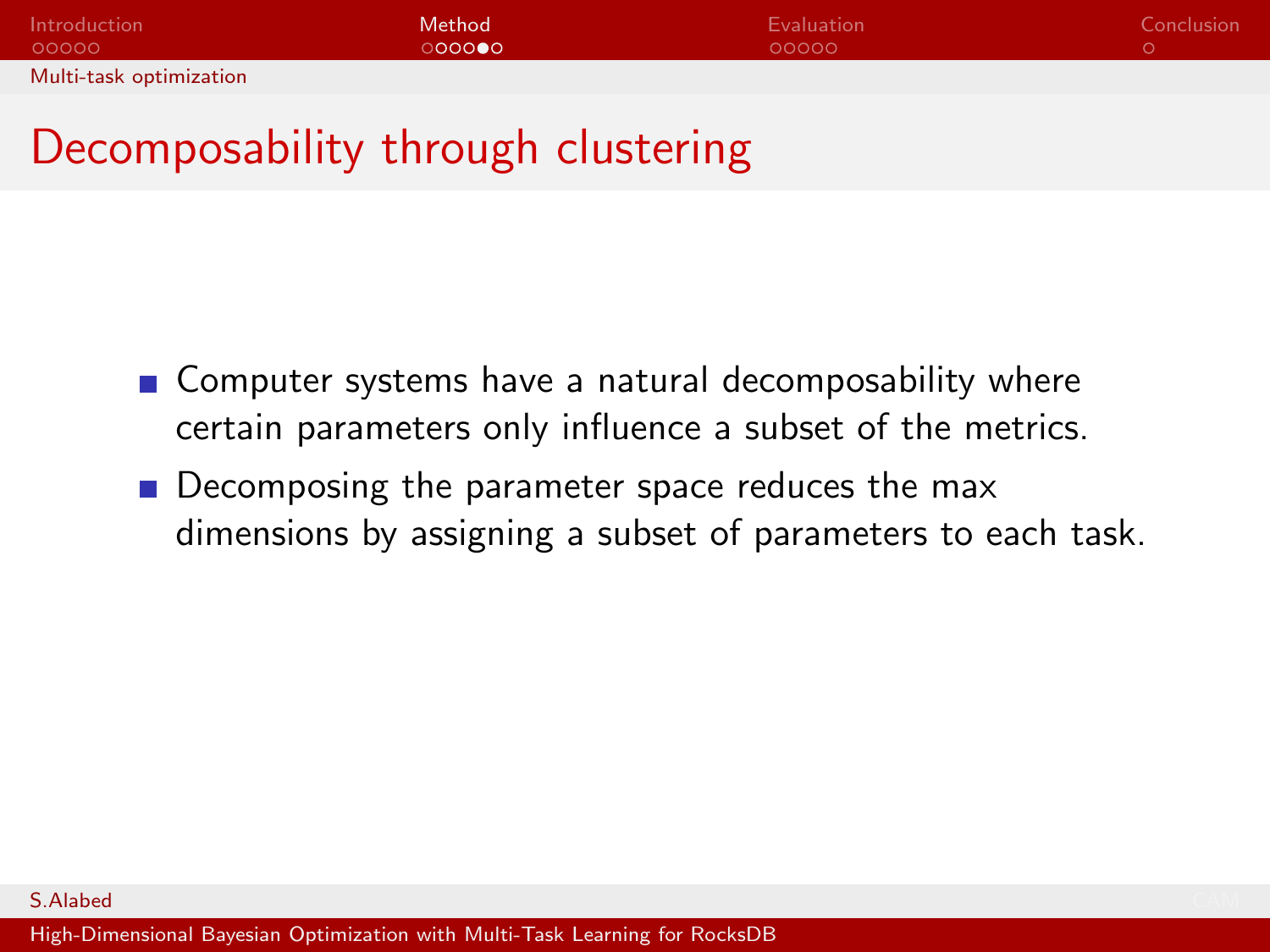# Decomposability through clustering

- Computer systems have a natural decomposability where certain parameters only influence a subset of the metrics.
- Decomposing the parameter space reduces the max dimensions by assigning a subset of parameters to each task.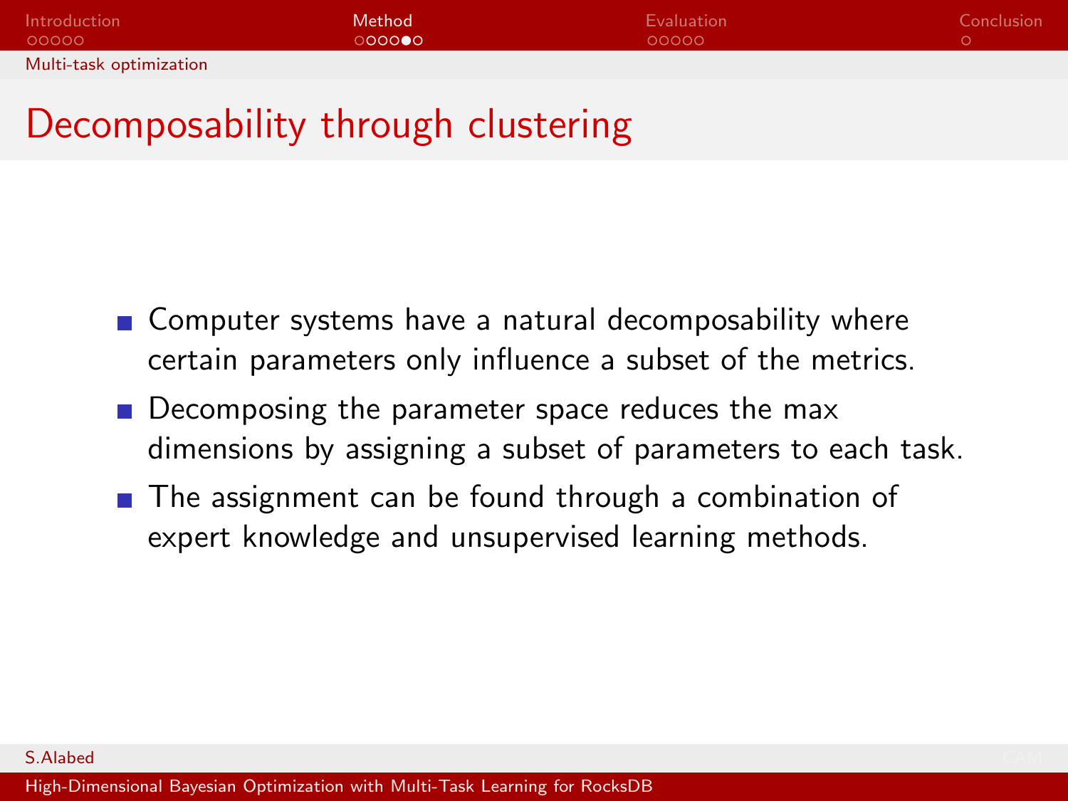# Decomposability through clustering

- Computer systems have a natural decomposability where certain parameters only influence a subset of the metrics.
- Decomposing the parameter space reduces the max dimensions by assigning a subset of parameters to each task.
- The assignment can be found through a combination of expert knowledge and unsupervised learning methods.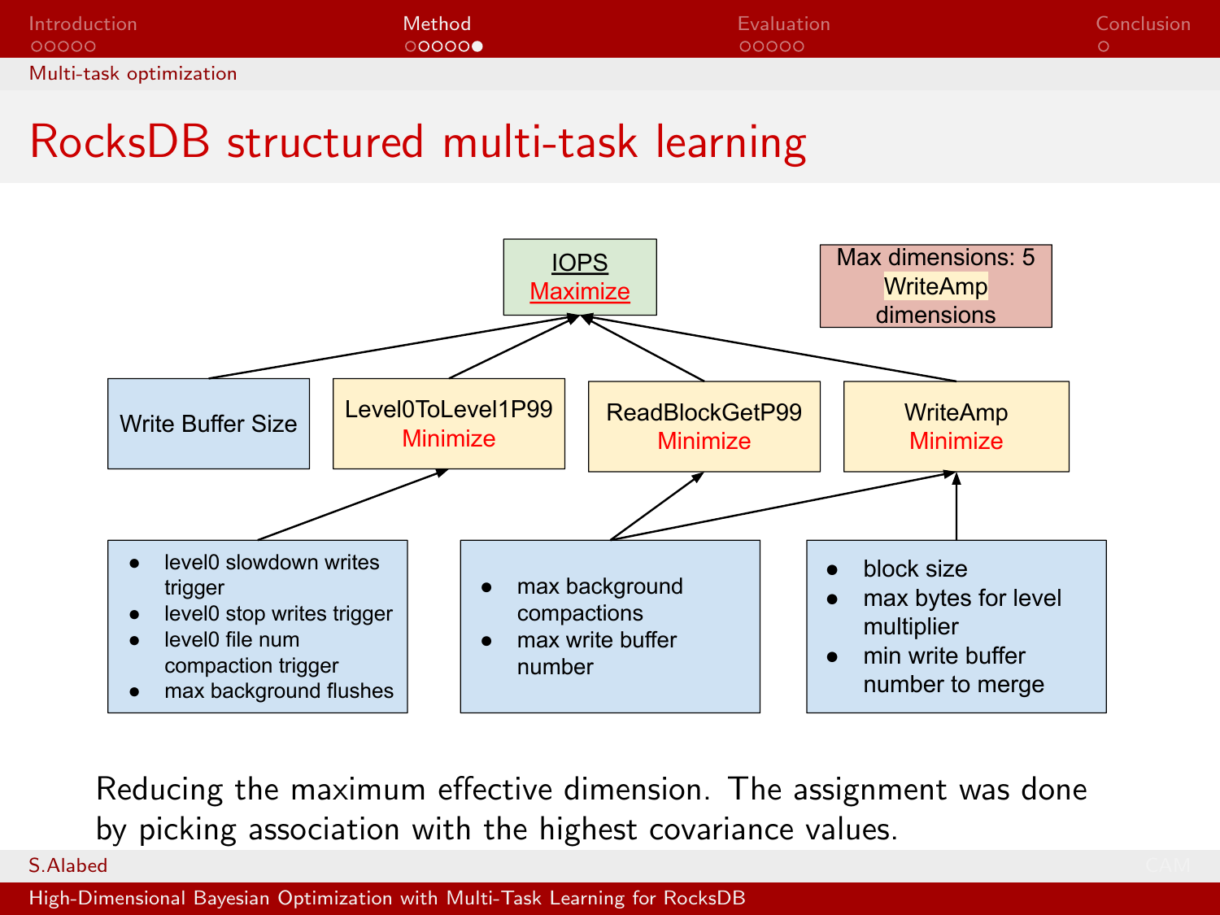# RocksDB structured multi-task learning

**IOPS**
Maximize

Max dimensions: 5
WriteAmp
dimensions

Write Buffer Size

Level0ToLevel1P99
Minimize

ReadBlockGetP99
Minimize

WriteAmp
Minimize

- level0 slowdown writes trigger
- level0 stop writes trigger
- level0 file num compaction trigger
- max background flushes

- max background compactions
- max write buffer number

- block size
- max bytes for level multiplier
- min write buffer number to merge

Reducing the maximum effective dimension. The assignment was done by picking association with the highest covariance values.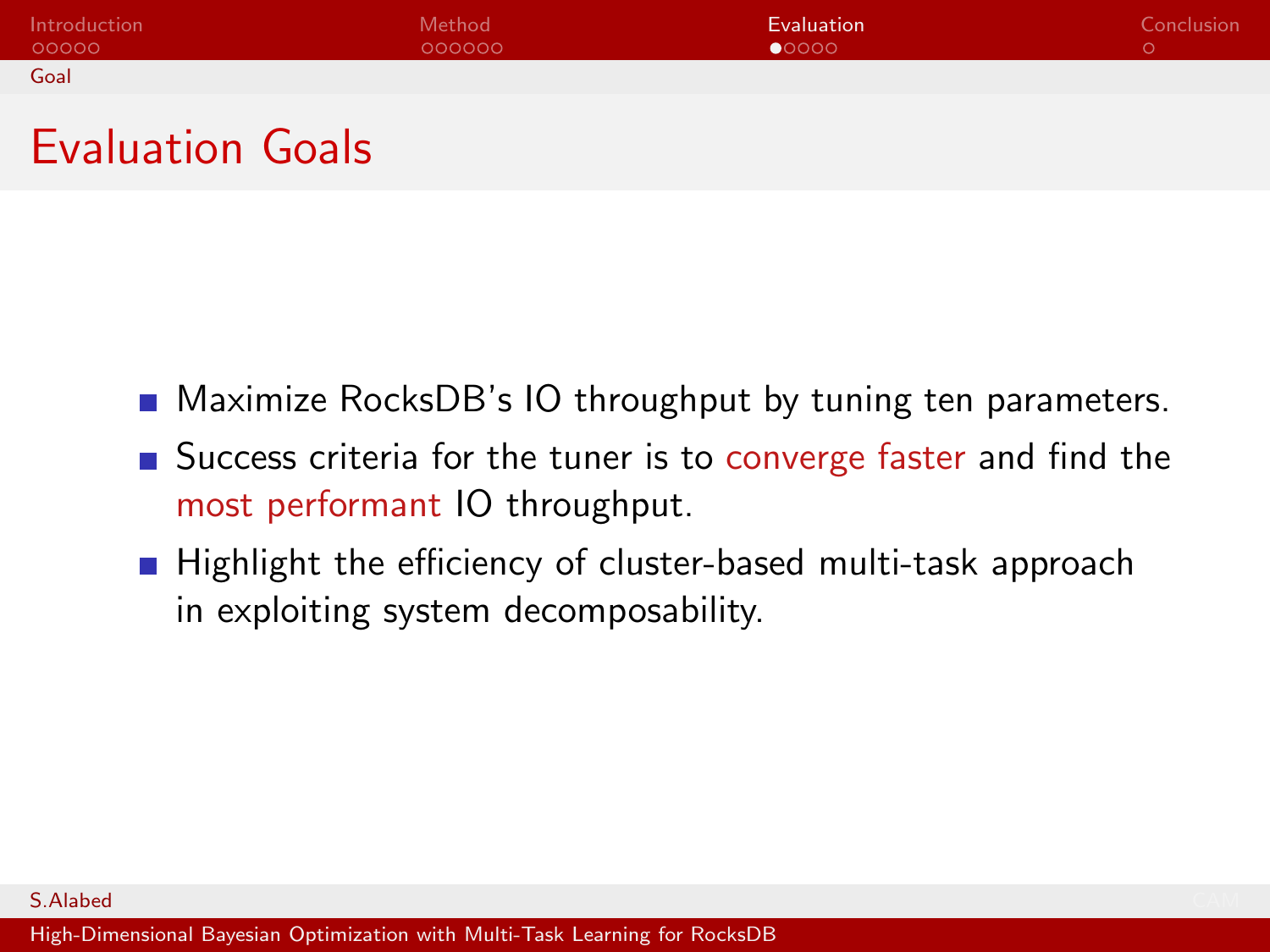# Evaluation Goals

- Maximize RocksDB's IO throughput by tuning ten parameters.
- Success criteria for the tuner is to converge faster and find the most performant IO throughput.
- Highlight the efficiency of cluster-based multi-task approach in exploiting system decomposability.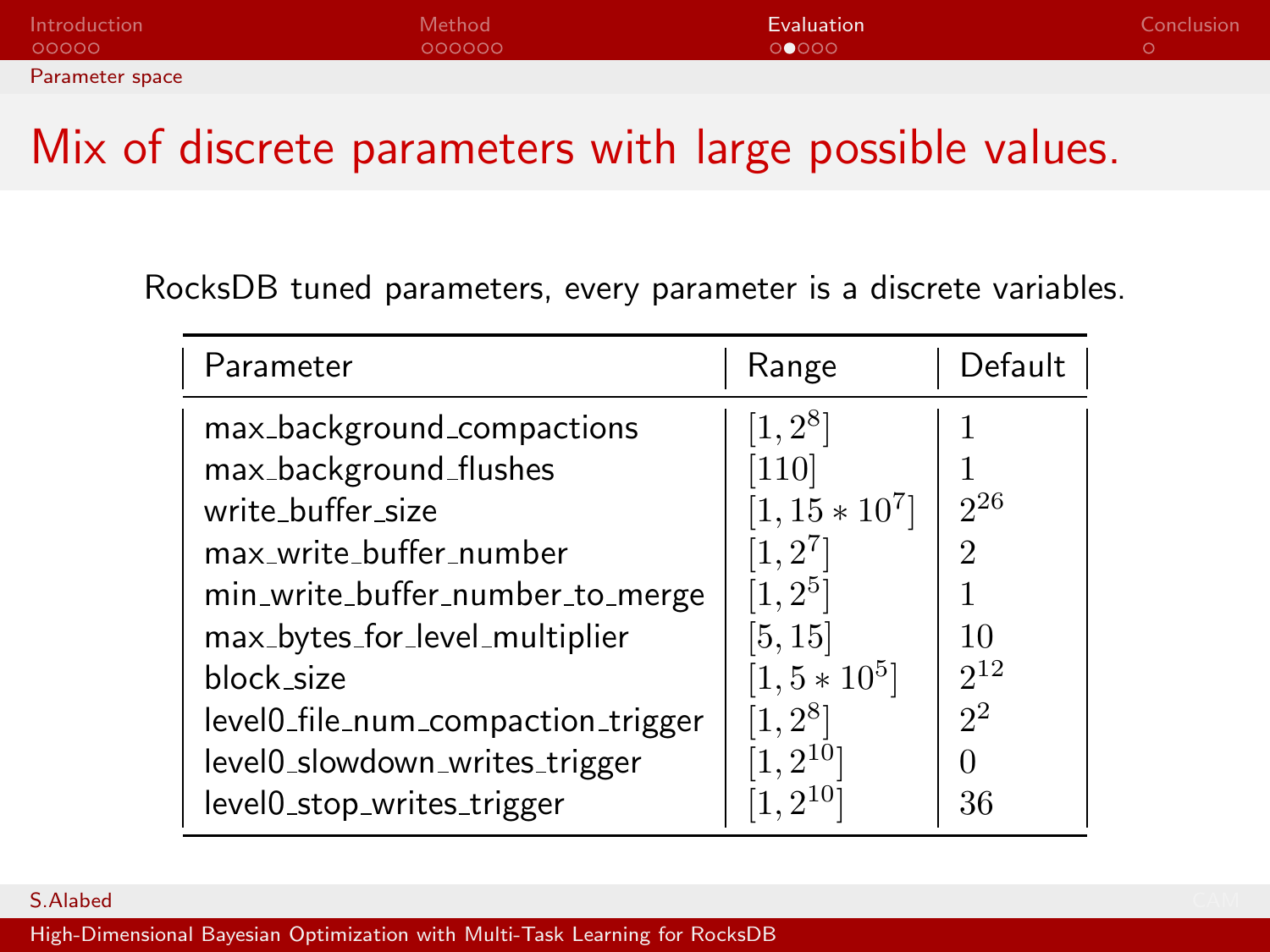# Mix of discrete parameters with large possible values.

RocksDB tuned parameters, every parameter is a discrete variables.

| Parameter | Range | Default |
|---|---|---|
| max_background_compactions | $[1, 2^8]$ | $1$ |
| max_background_flushes | $[110]$ | $1$ |
| write_buffer_size | $[1, 15 * 10^7]$ | $2^{26}$ |
| max_write_buffer_number | $[1, 2^7]$ | $2$ |
| min_write_buffer_number_to_merge | $[1, 2^5]$ | $1$ |
| max_bytes_for_level_multiplier | $[5, 15]$ | $10$ |
| block_size | $[1, 5 * 10^5]$ | $2^{12}$ |
| level0_file_num_compaction_trigger | $[1, 2^8]$ | $2^2$ |
| level0_slowdown_writes_trigger | $[1, 2^{10}]$ | $0$ |
| level0_stop_writes_trigger | $[1, 2^{10}]$ | $36$ |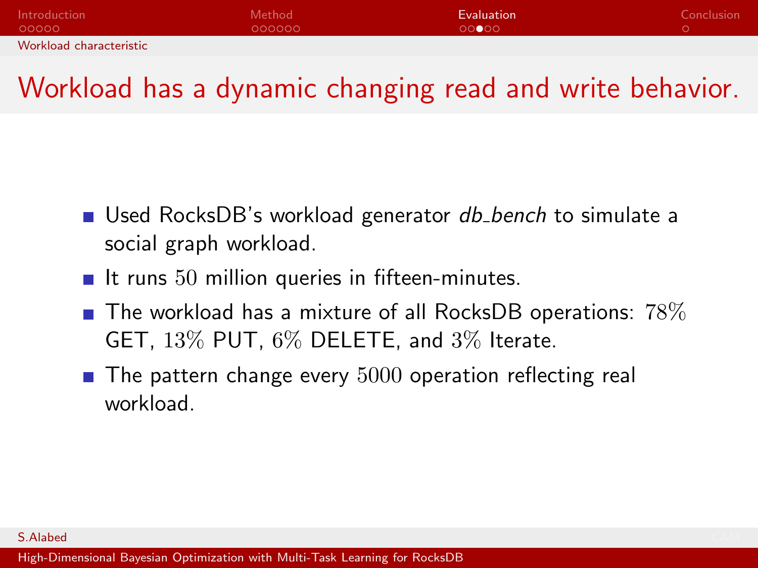# Workload has a dynamic changing read and write behavior.

- Used RocksDB's workload generator *db_bench* to simulate a social graph workload.
- It runs $50$ million queries in fifteen-minutes.
- The workload has a mixture of all RocksDB operations: $78\%$ GET, $13\%$ PUT, $6\%$ DELETE, and $3\%$ Iterate.
- The pattern change every $5000$ operation reflecting real workload.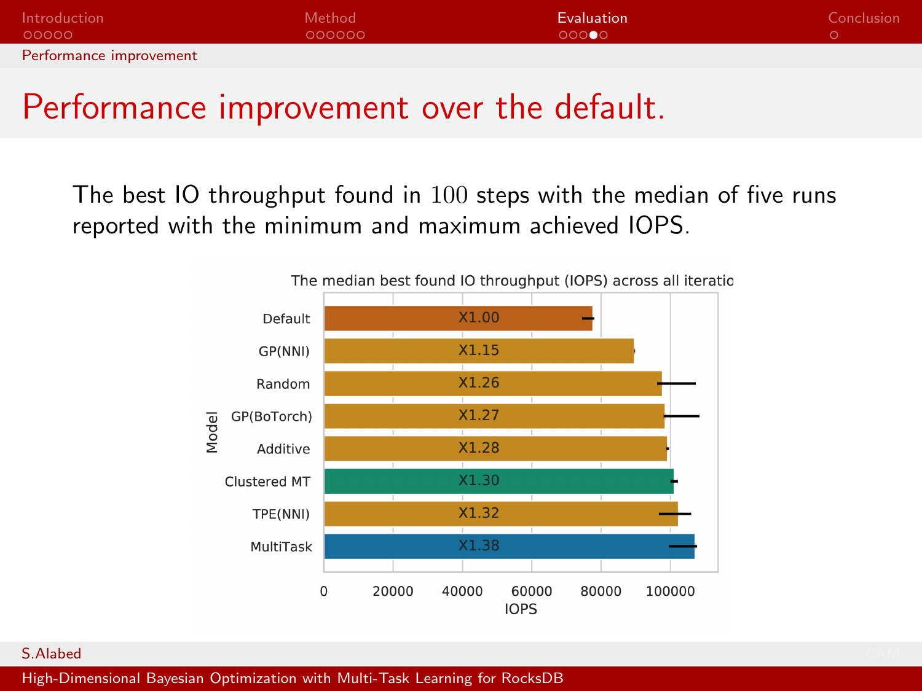# Performance improvement over the default.

The best IO throughput found in $100$ steps with the median of five runs reported with the minimum and maximum achieved IOPS.

The median best found IO throughput (IOPS) across all iteratio

| Model | Improvement |
|---|---|
| Default | X1.00 |
| GP(NNI) | X1.15 |
| Random | X1.26 |
| GP(BoTorch) | X1.27 |
| Additive | X1.28 |
| Clustered MT | X1.30 |
| TPE(NNI) | X1.32 |
| MultiTask | X1.38 |

IOPS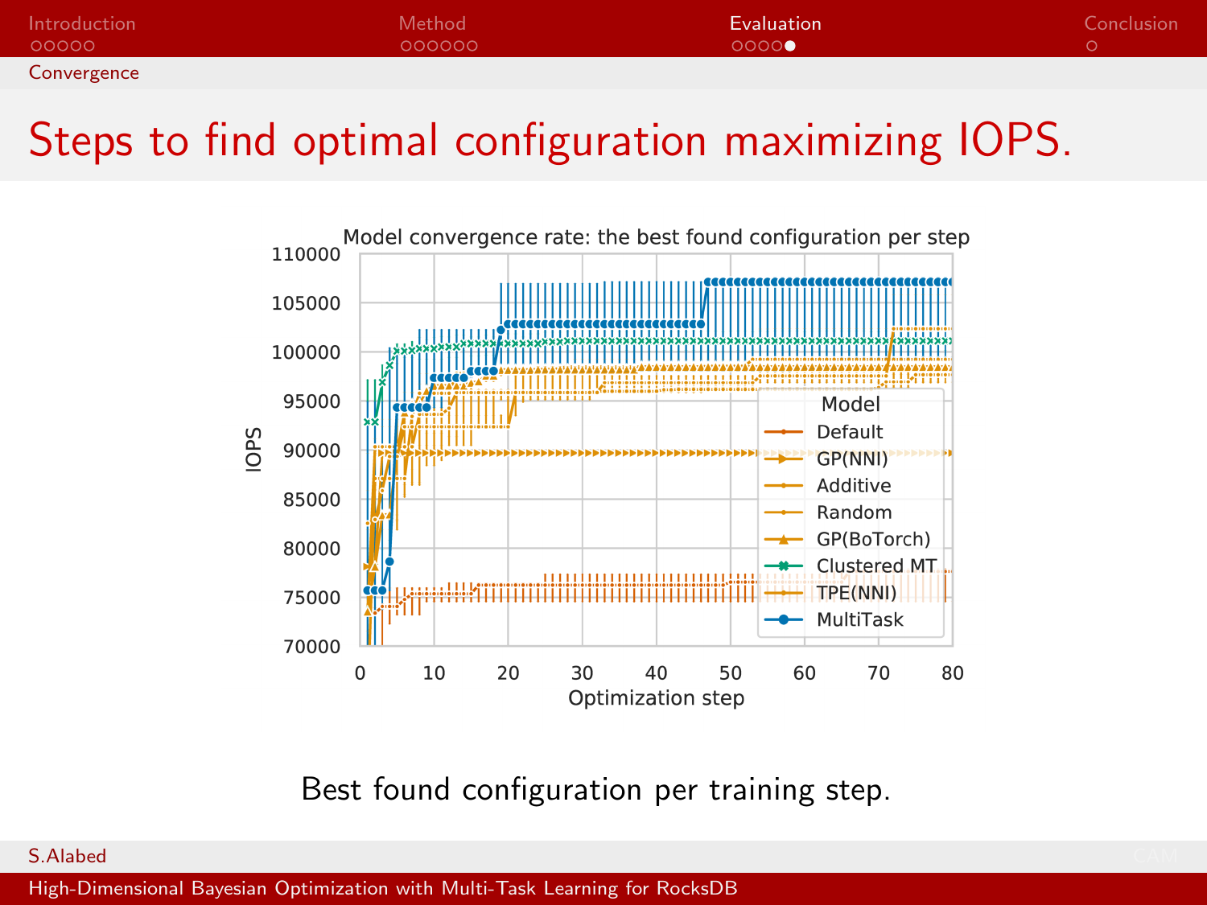## Convergence

# Steps to find optimal configuration maximizing IOPS.

Best found configuration per training step.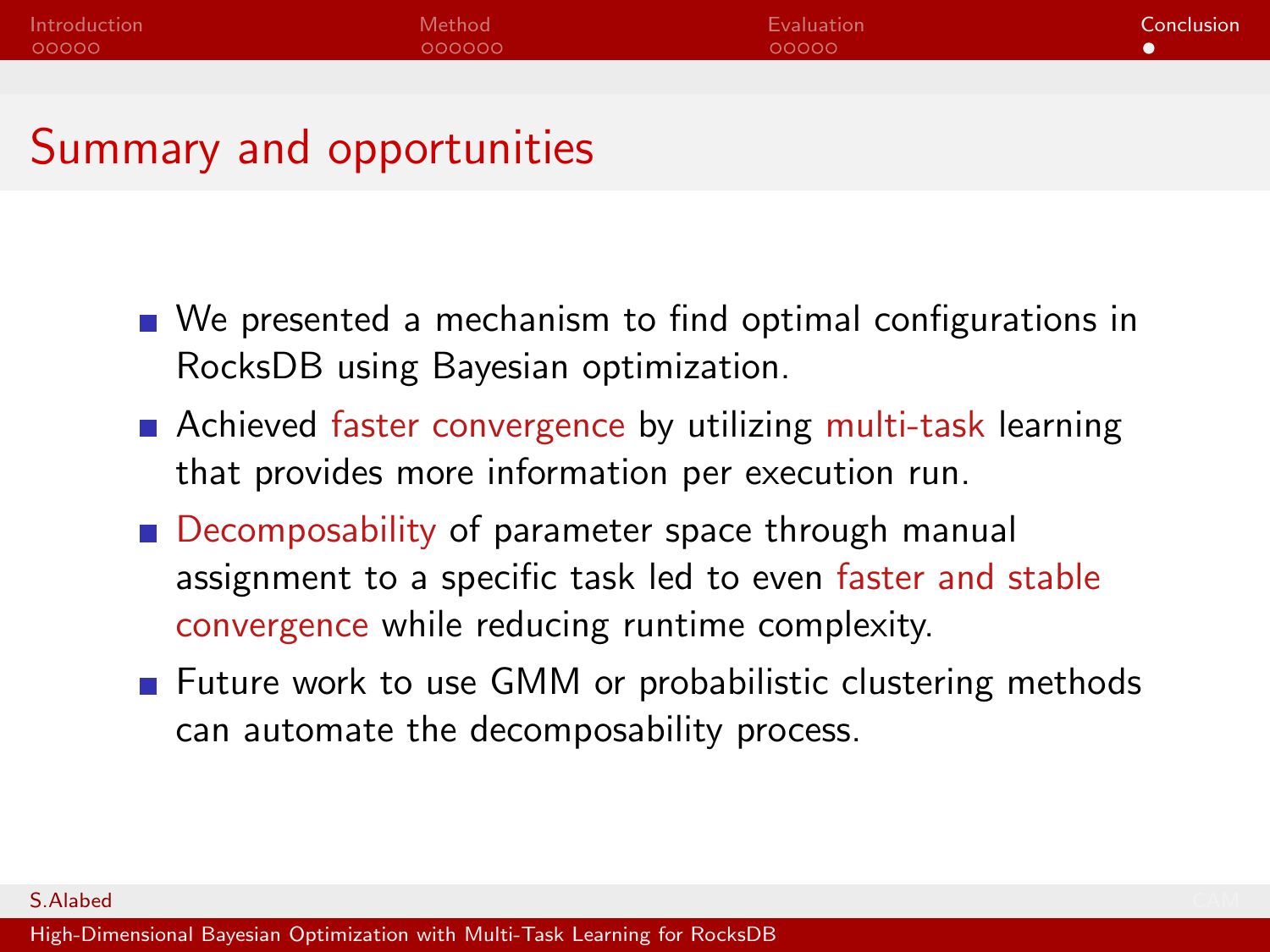# Summary and opportunities

- We presented a mechanism to find optimal configurations in RocksDB using Bayesian optimization.
- Achieved faster convergence by utilizing multi-task learning that provides more information per execution run.
- Decomposability of parameter space through manual assignment to a specific task led to even faster and stable convergence while reducing runtime complexity.
- Future work to use GMM or probabilistic clustering methods can automate the decomposability process.